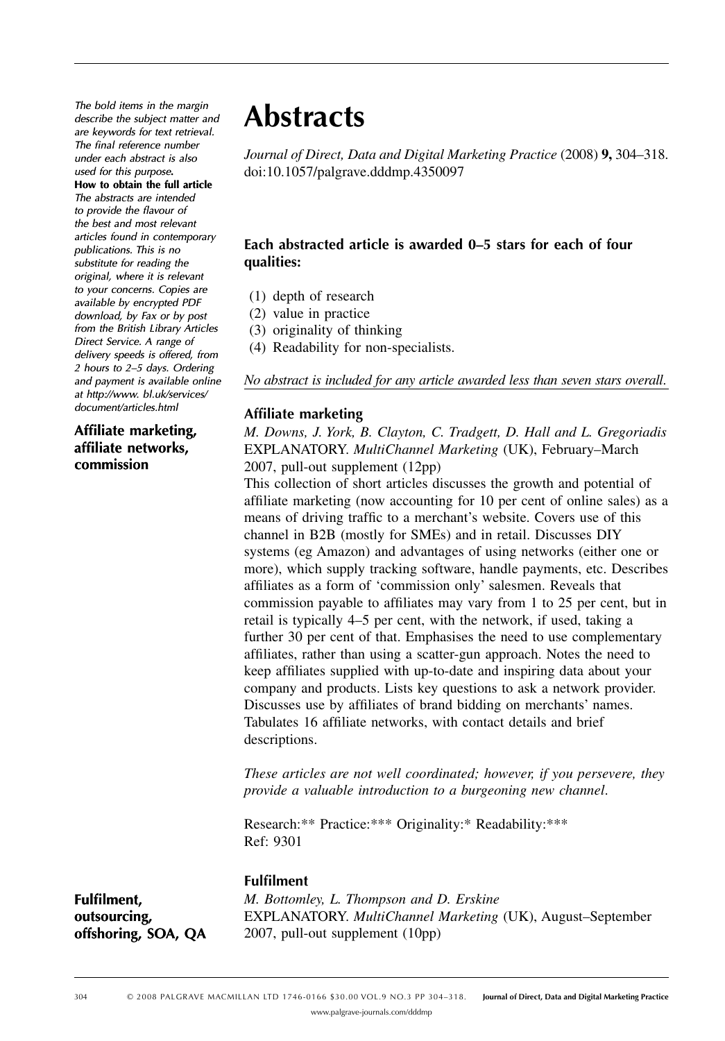*The bold items in the margin describe the subject matter and are keywords for text retrieval. The final reference number under each abstract is also used for this purpose.*

**How to obtain the full article**

*The abstracts are intended to provide the flavour of the best and most relevant articles found in contemporary publications. This is no substitute for reading the original, where it is relevant to your concerns. Copies are available by encrypted PDF download, by Fax or by post from the British Library Articles Direct Service. A range of delivery speeds is offered, from 2 hours to 2–5 days. Ordering and payment is available online at http://www. bl.uk/services/document/articles.html*

# Abstracts

*Journal of Direct, Data and Digital Marketing Practice* (2008) **9,** 304–318. doi:10.1057/palgrave.dddmp.4350097

### Each abstracted article is awarded 0–5 stars for each of four qualities:

(1) depth of research
(2) value in practice
(3) originality of thinking
(4) Readability for non-specialists.

*No abstract is included for any article awarded less than seven stars overall.*

**Affiliate marketing, affiliate networks, commission**

### Affiliate marketing

*M. Downs, J. York, B. Clayton, C. Tradgett, D. Hall and L. Gregoriadis*
EXPLANATORY. *MultiChannel Marketing* (UK), February–March 2007, pull-out supplement (12pp)

This collection of short articles discusses the growth and potential of affiliate marketing (now accounting for 10 per cent of online sales) as a means of driving traffic to a merchant's website. Covers use of this channel in B2B (mostly for SMEs) and in retail. Discusses DIY systems (eg Amazon) and advantages of using networks (either one or more), which supply tracking software, handle payments, etc. Describes affiliates as a form of 'commission only' salesmen. Reveals that commission payable to affiliates may vary from 1 to 25 per cent, but in retail is typically 4–5 per cent, with the network, if used, taking a further 30 per cent of that. Emphasises the need to use complementary affiliates, rather than using a scatter-gun approach. Notes the need to keep affiliates supplied with up-to-date and inspiring data about your company and products. Lists key questions to ask a network provider. Discusses use by affiliates of brand bidding on merchants' names. Tabulates 16 affiliate networks, with contact details and brief descriptions.

*These articles are not well coordinated; however, if you persevere, they provide a valuable introduction to a burgeoning new channel.*

Research:** Practice:*** Originality:* Readability:***
Ref: 9301

**Fulfilment, outsourcing, offshoring, SOA, QA**

### Fulfilment

*M. Bottomley, L. Thompson and D. Erskine*
EXPLANATORY. *MultiChannel Marketing* (UK), August–September 2007, pull-out supplement (10pp)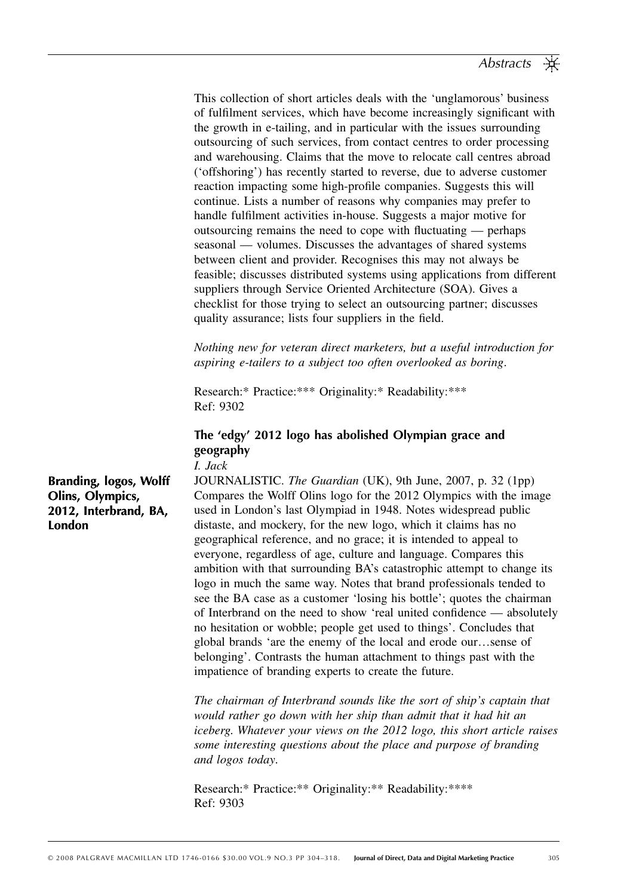This collection of short articles deals with the 'unglamorous' business of fulfilment services, which have become increasingly significant with the growth in e-tailing, and in particular with the issues surrounding outsourcing of such services, from contact centres to order processing and warehousing. Claims that the move to relocate call centres abroad ('offshoring') has recently started to reverse, due to adverse customer reaction impacting some high-profile companies. Suggests this will continue. Lists a number of reasons why companies may prefer to handle fulfilment activities in-house. Suggests a major motive for outsourcing remains the need to cope with fluctuating — perhaps seasonal — volumes. Discusses the advantages of shared systems between client and provider. Recognises this may not always be feasible; discusses distributed systems using applications from different suppliers through Service Oriented Architecture (SOA). Gives a checklist for those trying to select an outsourcing partner; discusses quality assurance; lists four suppliers in the field.

*Nothing new for veteran direct marketers, but a useful introduction for aspiring e-tailers to a subject too often overlooked as boring.*

Research:* Practice:*** Originality:* Readability:***
Ref: 9302

## The 'edgy' 2012 logo has abolished Olympian grace and geography

*I. Jack*

**Branding, logos, Wolff Olins, Olympics, 2012, Interbrand, BA, London**

JOURNALISTIC. *The Guardian* (UK), 9th June, 2007, p. 32 (1pp)
Compares the Wolff Olins logo for the 2012 Olympics with the image used in London's last Olympiad in 1948. Notes widespread public distaste, and mockery, for the new logo, which it claims has no geographical reference, and no grace; it is intended to appeal to everyone, regardless of age, culture and language. Compares this ambition with that surrounding BA's catastrophic attempt to change its logo in much the same way. Notes that brand professionals tended to see the BA case as a customer 'losing his bottle'; quotes the chairman of Interbrand on the need to show 'real united confidence — absolutely no hesitation or wobble; people get used to things'. Concludes that global brands 'are the enemy of the local and erode our…sense of belonging'. Contrasts the human attachment to things past with the impatience of branding experts to create the future.

*The chairman of Interbrand sounds like the sort of ship's captain that would rather go down with her ship than admit that it had hit an iceberg. Whatever your views on the 2012 logo, this short article raises some interesting questions about the place and purpose of branding and logos today.*

Research:* Practice:** Originality:** Readability:****
Ref: 9303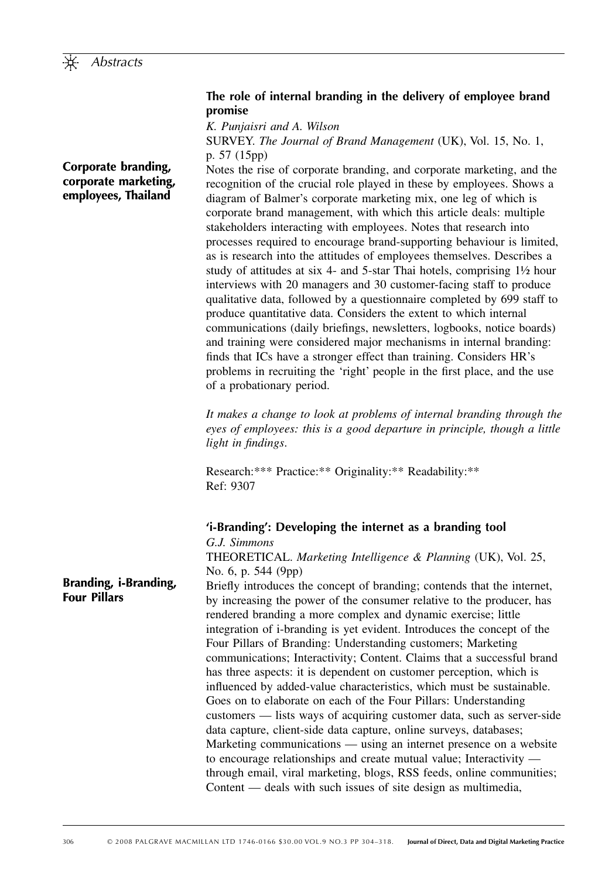## The role of internal branding in the delivery of employee brand promise

**Corporate branding, corporate marketing, employees, Thailand**

*K. Punjaisri and A. Wilson*

SURVEY. *The Journal of Brand Management* (UK), Vol. 15, No. 1, p. 57 (15pp)

Notes the rise of corporate branding, and corporate marketing, and the recognition of the crucial role played in these by employees. Shows a diagram of Balmer's corporate marketing mix, one leg of which is corporate brand management, with which this article deals: multiple stakeholders interacting with employees. Notes that research into processes required to encourage brand-supporting behaviour is limited, as is research into the attitudes of employees themselves. Describes a study of attitudes at six 4- and 5-star Thai hotels, comprising 1½ hour interviews with 20 managers and 30 customer-facing staff to produce qualitative data, followed by a questionnaire completed by 699 staff to produce quantitative data. Considers the extent to which internal communications (daily briefings, newsletters, logbooks, notice boards) and training were considered major mechanisms in internal branding: finds that ICs have a stronger effect than training. Considers HR's problems in recruiting the 'right' people in the first place, and the use of a probationary period.

*It makes a change to look at problems of internal branding through the eyes of employees: this is a good departure in principle, though a little light in findings.*

Research:*** Practice:** Originality:** Readability:**
Ref: 9307

## 'i-Branding': Developing the internet as a branding tool

**Branding, i-Branding, Four Pillars**

*G.J. Simmons*

THEORETICAL. *Marketing Intelligence & Planning* (UK), Vol. 25, No. 6, p. 544 (9pp)

Briefly introduces the concept of branding; contends that the internet, by increasing the power of the consumer relative to the producer, has rendered branding a more complex and dynamic exercise; little integration of i-branding is yet evident. Introduces the concept of the Four Pillars of Branding: Understanding customers; Marketing communications; Interactivity; Content. Claims that a successful brand has three aspects: it is dependent on customer perception, which is influenced by added-value characteristics, which must be sustainable. Goes on to elaborate on each of the Four Pillars: Understanding customers — lists ways of acquiring customer data, such as server-side data capture, client-side data capture, online surveys, databases; Marketing communications — using an internet presence on a website to encourage relationships and create mutual value; Interactivity — through email, viral marketing, blogs, RSS feeds, online communities; Content — deals with such issues of site design as multimedia,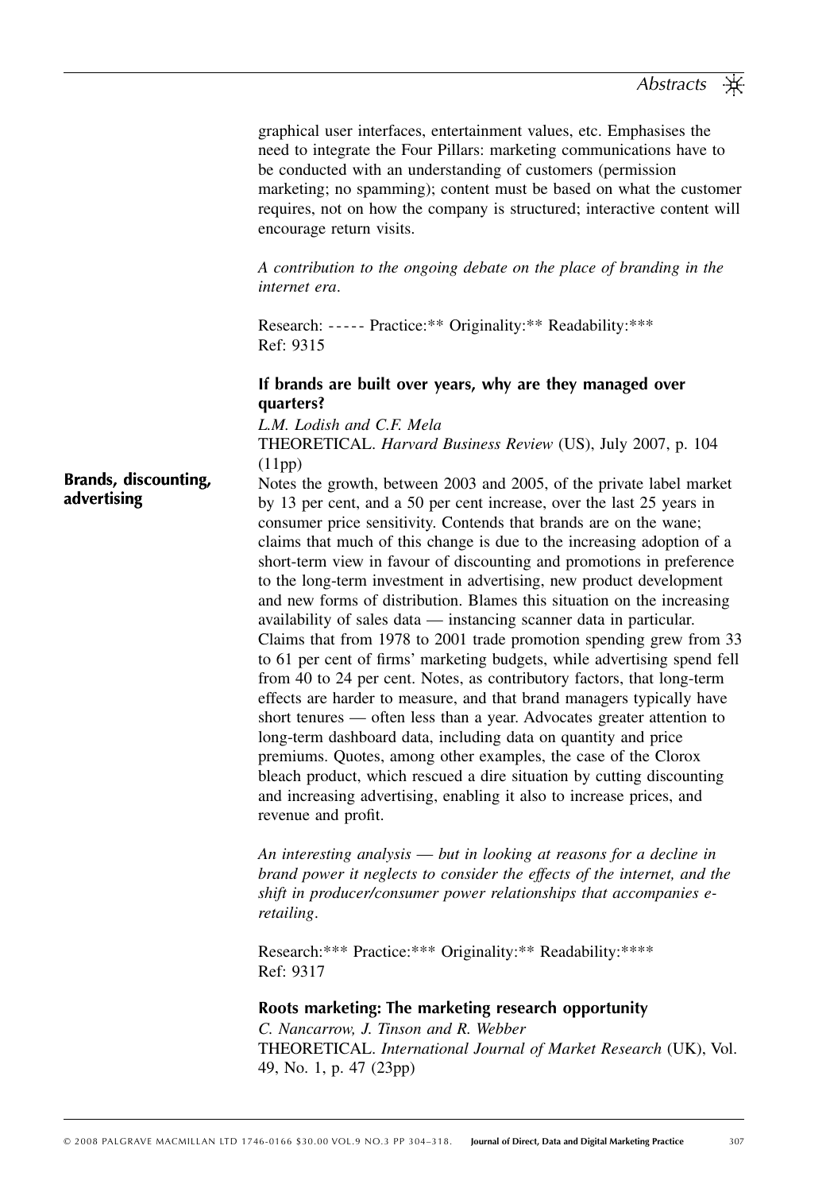graphical user interfaces, entertainment values, etc. Emphasises the need to integrate the Four Pillars: marketing communications have to be conducted with an understanding of customers (permission marketing; no spamming); content must be based on what the customer requires, not on how the company is structured; interactive content will encourage return visits.

*A contribution to the ongoing debate on the place of branding in the internet era.*

Research: ----- Practice:** Originality:** Readability:***
Ref: 9315

**Brands, discounting, advertising**

### If brands are built over years, why are they managed over quarters?

*L.M. Lodish and C.F. Mela*
THEORETICAL. *Harvard Business Review* (US), July 2007, p. 104 (11pp)

Notes the growth, between 2003 and 2005, of the private label market by 13 per cent, and a 50 per cent increase, over the last 25 years in consumer price sensitivity. Contends that brands are on the wane; claims that much of this change is due to the increasing adoption of a short-term view in favour of discounting and promotions in preference to the long-term investment in advertising, new product development and new forms of distribution. Blames this situation on the increasing availability of sales data — instancing scanner data in particular. Claims that from 1978 to 2001 trade promotion spending grew from 33 to 61 per cent of firms' marketing budgets, while advertising spend fell from 40 to 24 per cent. Notes, as contributory factors, that long-term effects are harder to measure, and that brand managers typically have short tenures — often less than a year. Advocates greater attention to long-term dashboard data, including data on quantity and price premiums. Quotes, among other examples, the case of the Clorox bleach product, which rescued a dire situation by cutting discounting and increasing advertising, enabling it also to increase prices, and revenue and profit.

*An interesting analysis — but in looking at reasons for a decline in brand power it neglects to consider the effects of the internet, and the shift in producer/consumer power relationships that accompanies e-retailing.*

Research:*** Practice:*** Originality:** Readability:****
Ref: 9317

### Roots marketing: The marketing research opportunity

*C. Nancarrow, J. Tinson and R. Webber*
THEORETICAL. *International Journal of Market Research* (UK), Vol. 49, No. 1, p. 47 (23pp)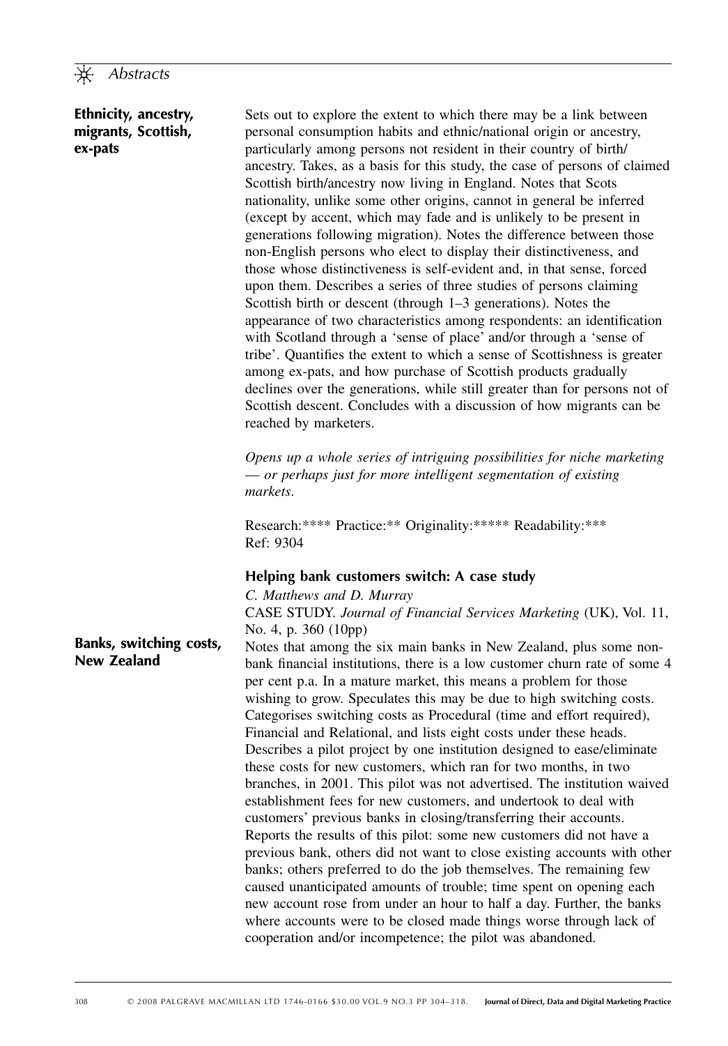**Ethnicity, ancestry, migrants, Scottish, ex-pats**

Sets out to explore the extent to which there may be a link between personal consumption habits and ethnic/national origin or ancestry, particularly among persons not resident in their country of birth/ancestry. Takes, as a basis for this study, the case of persons of claimed Scottish birth/ancestry now living in England. Notes that Scots nationality, unlike some other origins, cannot in general be inferred (except by accent, which may fade and is unlikely to be present in generations following migration). Notes the difference between those non-English persons who elect to display their distinctiveness, and those whose distinctiveness is self-evident and, in that sense, forced upon them. Describes a series of three studies of persons claiming Scottish birth or descent (through 1–3 generations). Notes the appearance of two characteristics among respondents: an identification with Scotland through a 'sense of place' and/or through a 'sense of tribe'. Quantifies the extent to which a sense of Scottishness is greater among ex-pats, and how purchase of Scottish products gradually declines over the generations, while still greater than for persons not of Scottish descent. Concludes with a discussion of how migrants can be reached by marketers.

*Opens up a whole series of intriguing possibilities for niche marketing — or perhaps just for more intelligent segmentation of existing markets.*

Research:**** Practice:** Originality:***** Readability:***
Ref: 9304

### Helping bank customers switch: A case study

*C. Matthews and D. Murray*

CASE STUDY. *Journal of Financial Services Marketing* (UK), Vol. 11, No. 4, p. 360 (10pp)

**Banks, switching costs, New Zealand**

Notes that among the six main banks in New Zealand, plus some non-bank financial institutions, there is a low customer churn rate of some 4 per cent p.a. In a mature market, this means a problem for those wishing to grow. Speculates this may be due to high switching costs. Categorises switching costs as Procedural (time and effort required), Financial and Relational, and lists eight costs under these heads. Describes a pilot project by one institution designed to ease/eliminate these costs for new customers, which ran for two months, in two branches, in 2001. This pilot was not advertised. The institution waived establishment fees for new customers, and undertook to deal with customers' previous banks in closing/transferring their accounts. Reports the results of this pilot: some new customers did not have a previous bank, others did not want to close existing accounts with other banks; others preferred to do the job themselves. The remaining few caused unanticipated amounts of trouble; time spent on opening each new account rose from under an hour to half a day. Further, the banks where accounts were to be closed made things worse through lack of cooperation and/or incompetence; the pilot was abandoned.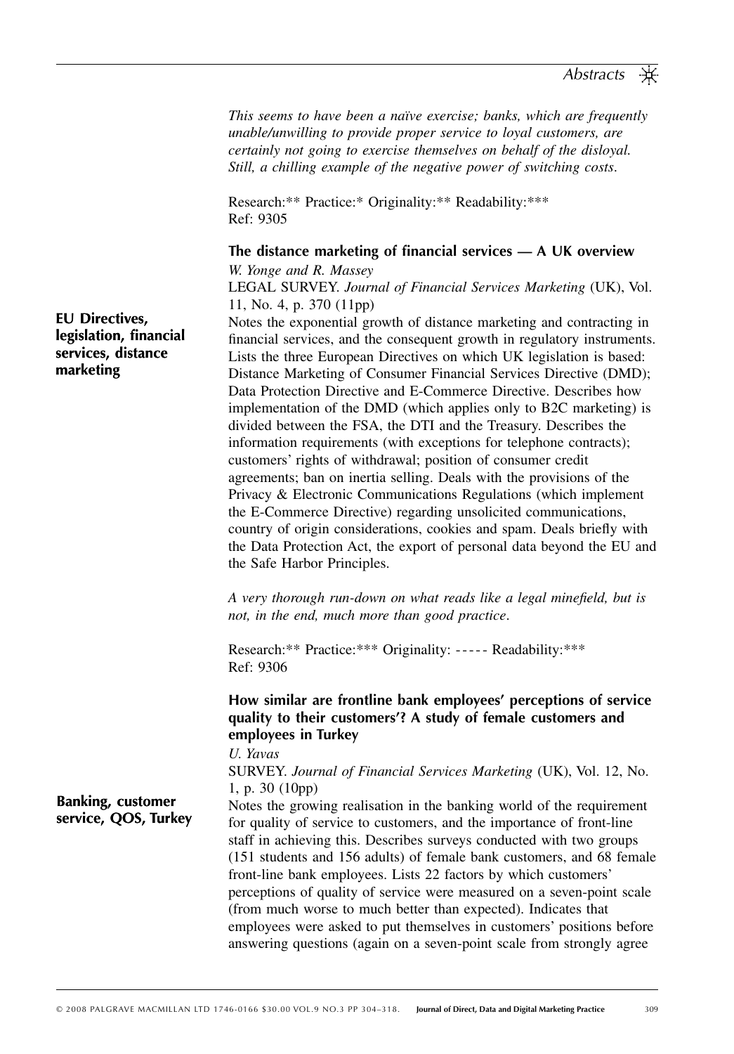*This seems to have been a naïve exercise; banks, which are frequently unable/unwilling to provide proper service to loyal customers, are certainly not going to exercise themselves on behalf of the disloyal. Still, a chilling example of the negative power of switching costs.*

Research:** Practice:* Originality:** Readability:***
Ref: 9305

### The distance marketing of financial services — A UK overview

**EU Directives, legislation, financial services, distance marketing**

*W. Yonge and R. Massey*

LEGAL SURVEY. *Journal of Financial Services Marketing* (UK), Vol. 11, No. 4, p. 370 (11pp)

Notes the exponential growth of distance marketing and contracting in financial services, and the consequent growth in regulatory instruments. Lists the three European Directives on which UK legislation is based: Distance Marketing of Consumer Financial Services Directive (DMD); Data Protection Directive and E-Commerce Directive. Describes how implementation of the DMD (which applies only to B2C marketing) is divided between the FSA, the DTI and the Treasury. Describes the information requirements (with exceptions for telephone contracts); customers' rights of withdrawal; position of consumer credit agreements; ban on inertia selling. Deals with the provisions of the Privacy & Electronic Communications Regulations (which implement the E-Commerce Directive) regarding unsolicited communications, country of origin considerations, cookies and spam. Deals briefly with the Data Protection Act, the export of personal data beyond the EU and the Safe Harbor Principles.

*A very thorough run-down on what reads like a legal minefield, but is not, in the end, much more than good practice.*

Research:** Practice:*** Originality: ----- Readability:***
Ref: 9306

### How similar are frontline bank employees' perceptions of service quality to their customers'? A study of female customers and employees in Turkey

**Banking, customer service, QOS, Turkey**

*U. Yavas*

SURVEY. *Journal of Financial Services Marketing* (UK), Vol. 12, No. 1, p. 30 (10pp)

Notes the growing realisation in the banking world of the requirement for quality of service to customers, and the importance of front-line staff in achieving this. Describes surveys conducted with two groups (151 students and 156 adults) of female bank customers, and 68 female front-line bank employees. Lists 22 factors by which customers' perceptions of quality of service were measured on a seven-point scale (from much worse to much better than expected). Indicates that employees were asked to put themselves in customers' positions before answering questions (again on a seven-point scale from strongly agree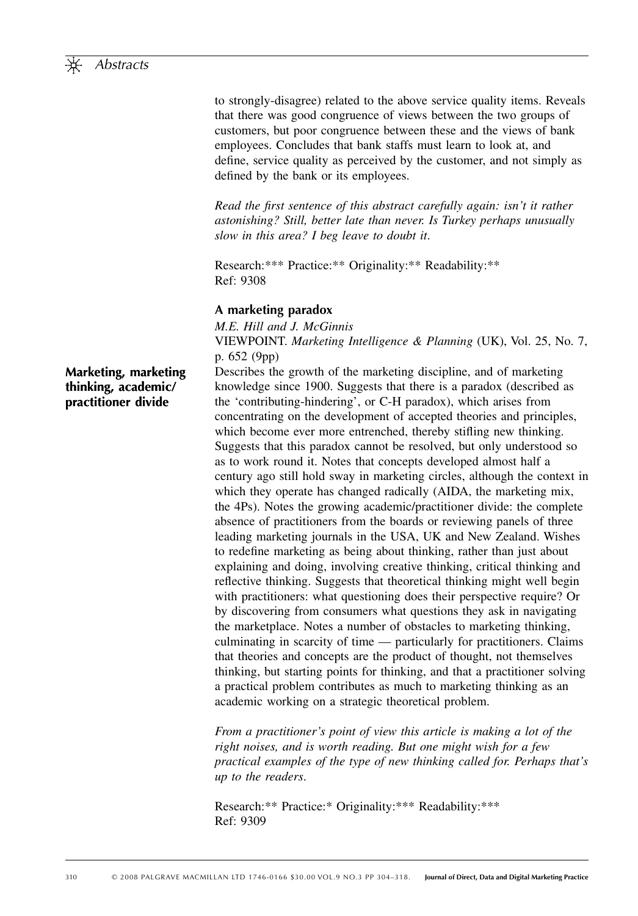to strongly-disagree) related to the above service quality items. Reveals that there was good congruence of views between the two groups of customers, but poor congruence between these and the views of bank employees. Concludes that bank staffs must learn to look at, and define, service quality as perceived by the customer, and not simply as defined by the bank or its employees.

*Read the first sentence of this abstract carefully again: isn't it rather astonishing? Still, better late than never. Is Turkey perhaps unusually slow in this area? I beg leave to doubt it.*

Research:*** Practice:** Originality:** Readability:**
Ref: 9308

### A marketing paradox

*M.E. Hill and J. McGinnis*
VIEWPOINT. *Marketing Intelligence & Planning* (UK), Vol. 25, No. 7, p. 652 (9pp)

**Marketing, marketing thinking, academic/practitioner divide**

Describes the growth of the marketing discipline, and of marketing knowledge since 1900. Suggests that there is a paradox (described as the 'contributing-hindering', or C-H paradox), which arises from concentrating on the development of accepted theories and principles, which become ever more entrenched, thereby stifling new thinking. Suggests that this paradox cannot be resolved, but only understood so as to work round it. Notes that concepts developed almost half a century ago still hold sway in marketing circles, although the context in which they operate has changed radically (AIDA, the marketing mix, the 4Ps). Notes the growing academic/practitioner divide: the complete absence of practitioners from the boards or reviewing panels of three leading marketing journals in the USA, UK and New Zealand. Wishes to redefine marketing as being about thinking, rather than just about explaining and doing, involving creative thinking, critical thinking and reflective thinking. Suggests that theoretical thinking might well begin with practitioners: what questioning does their perspective require? Or by discovering from consumers what questions they ask in navigating the marketplace. Notes a number of obstacles to marketing thinking, culminating in scarcity of time — particularly for practitioners. Claims that theories and concepts are the product of thought, not themselves thinking, but starting points for thinking, and that a practitioner solving a practical problem contributes as much to marketing thinking as an academic working on a strategic theoretical problem.

*From a practitioner's point of view this article is making a lot of the right noises, and is worth reading. But one might wish for a few practical examples of the type of new thinking called for. Perhaps that's up to the readers.*

Research:** Practice:* Originality:*** Readability:***
Ref: 9309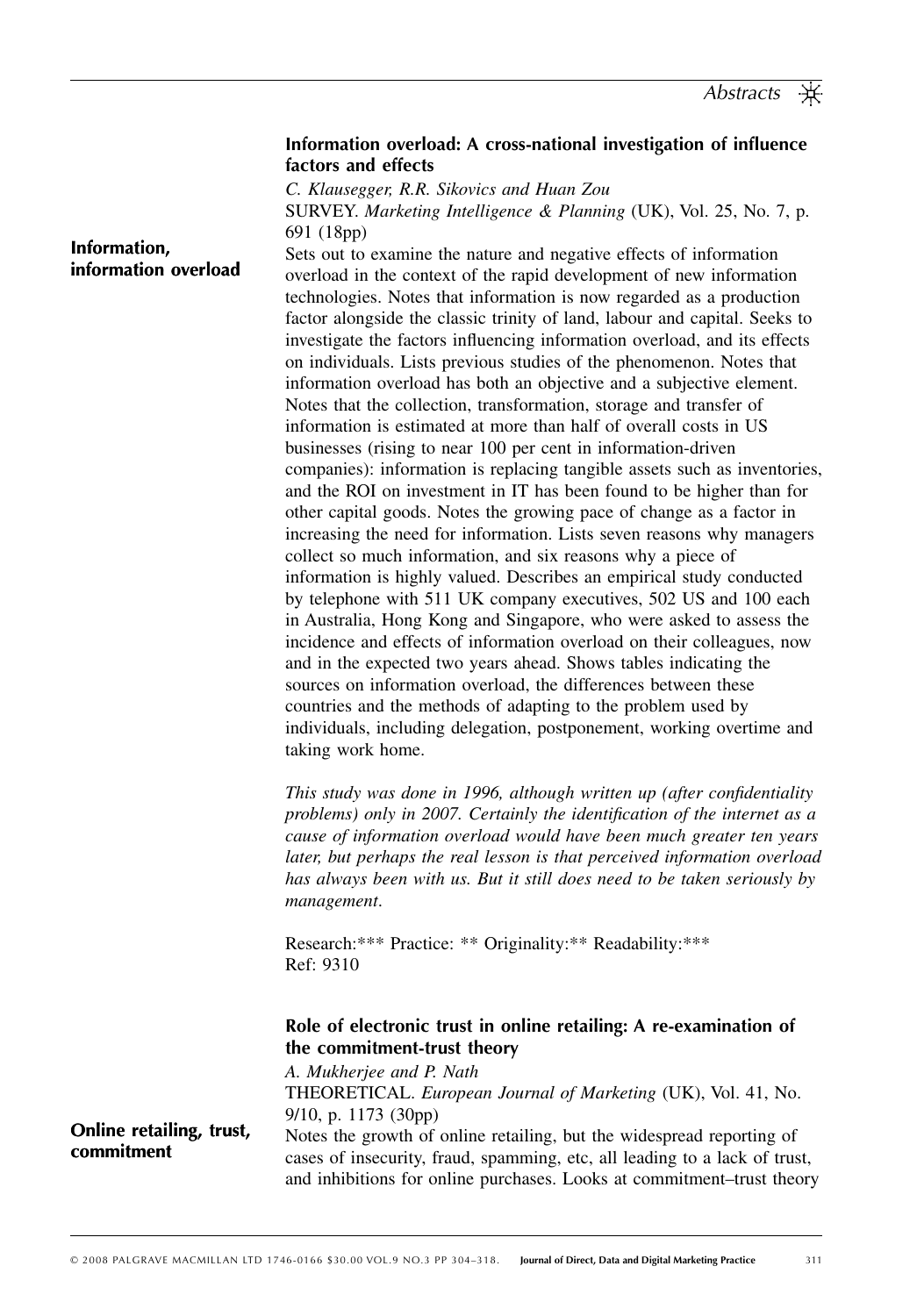## Information overload: A cross-national investigation of influence factors and effects

**Information, information overload**

*C. Klausegger, R.R. Sikovics and Huan Zou*

SURVEY. *Marketing Intelligence & Planning* (UK), Vol. 25, No. 7, p. 691 (18pp)

Sets out to examine the nature and negative effects of information overload in the context of the rapid development of new information technologies. Notes that information is now regarded as a production factor alongside the classic trinity of land, labour and capital. Seeks to investigate the factors influencing information overload, and its effects on individuals. Lists previous studies of the phenomenon. Notes that information overload has both an objective and a subjective element. Notes that the collection, transformation, storage and transfer of information is estimated at more than half of overall costs in US businesses (rising to near 100 per cent in information-driven companies): information is replacing tangible assets such as inventories, and the ROI on investment in IT has been found to be higher than for other capital goods. Notes the growing pace of change as a factor in increasing the need for information. Lists seven reasons why managers collect so much information, and six reasons why a piece of information is highly valued. Describes an empirical study conducted by telephone with 511 UK company executives, 502 US and 100 each in Australia, Hong Kong and Singapore, who were asked to assess the incidence and effects of information overload on their colleagues, now and in the expected two years ahead. Shows tables indicating the sources on information overload, the differences between these countries and the methods of adapting to the problem used by individuals, including delegation, postponement, working overtime and taking work home.

*This study was done in 1996, although written up (after confidentiality problems) only in 2007. Certainly the identification of the internet as a cause of information overload would have been much greater ten years later, but perhaps the real lesson is that perceived information overload has always been with us. But it still does need to be taken seriously by management.*

Research:*** Practice: ** Originality:** Readability:***
Ref: 9310

## Role of electronic trust in online retailing: A re-examination of the commitment-trust theory

**Online retailing, trust, commitment**

*A. Mukherjee and P. Nath*

THEORETICAL. *European Journal of Marketing* (UK), Vol. 41, No. 9/10, p. 1173 (30pp)

Notes the growth of online retailing, but the widespread reporting of cases of insecurity, fraud, spamming, etc, all leading to a lack of trust, and inhibitions for online purchases. Looks at commitment–trust theory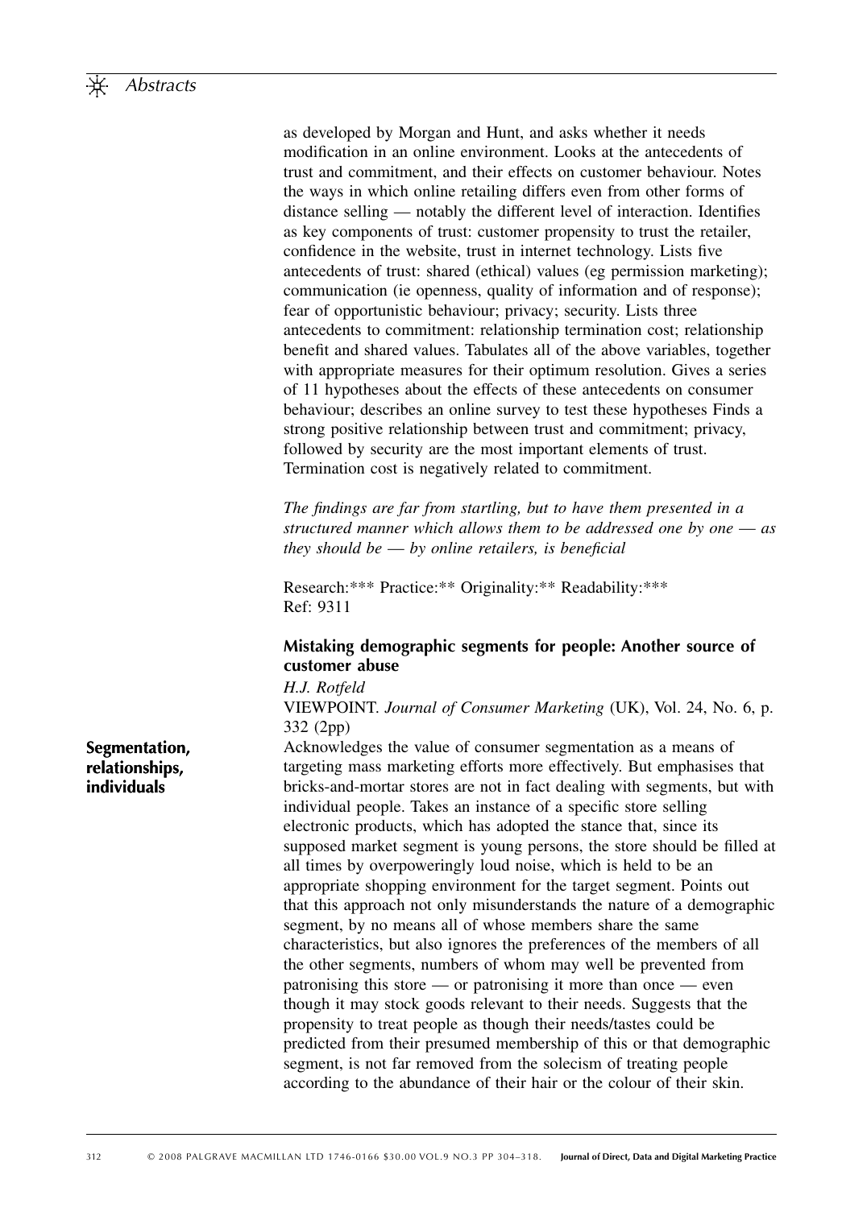as developed by Morgan and Hunt, and asks whether it needs modification in an online environment. Looks at the antecedents of trust and commitment, and their effects on customer behaviour. Notes the ways in which online retailing differs even from other forms of distance selling — notably the different level of interaction. Identifies as key components of trust: customer propensity to trust the retailer, confidence in the website, trust in internet technology. Lists five antecedents of trust: shared (ethical) values (eg permission marketing); communication (ie openness, quality of information and of response); fear of opportunistic behaviour; privacy; security. Lists three antecedents to commitment: relationship termination cost; relationship benefit and shared values. Tabulates all of the above variables, together with appropriate measures for their optimum resolution. Gives a series of 11 hypotheses about the effects of these antecedents on consumer behaviour; describes an online survey to test these hypotheses Finds a strong positive relationship between trust and commitment; privacy, followed by security are the most important elements of trust. Termination cost is negatively related to commitment.

*The findings are far from startling, but to have them presented in a structured manner which allows them to be addressed one by one — as they should be — by online retailers, is beneficial*

Research:*** Practice:** Originality:** Readability:***
Ref: 9311

### Mistaking demographic segments for people: Another source of customer abuse

**Segmentation, relationships, individuals**

*H.J. Rotfeld*

VIEWPOINT. *Journal of Consumer Marketing* (UK), Vol. 24, No. 6, p. 332 (2pp)

Acknowledges the value of consumer segmentation as a means of targeting mass marketing efforts more effectively. But emphasises that bricks-and-mortar stores are not in fact dealing with segments, but with individual people. Takes an instance of a specific store selling electronic products, which has adopted the stance that, since its supposed market segment is young persons, the store should be filled at all times by overpoweringly loud noise, which is held to be an appropriate shopping environment for the target segment. Points out that this approach not only misunderstands the nature of a demographic segment, by no means all of whose members share the same characteristics, but also ignores the preferences of the members of all the other segments, numbers of whom may well be prevented from patronising this store — or patronising it more than once — even though it may stock goods relevant to their needs. Suggests that the propensity to treat people as though their needs/tastes could be predicted from their presumed membership of this or that demographic segment, is not far removed from the solecism of treating people according to the abundance of their hair or the colour of their skin.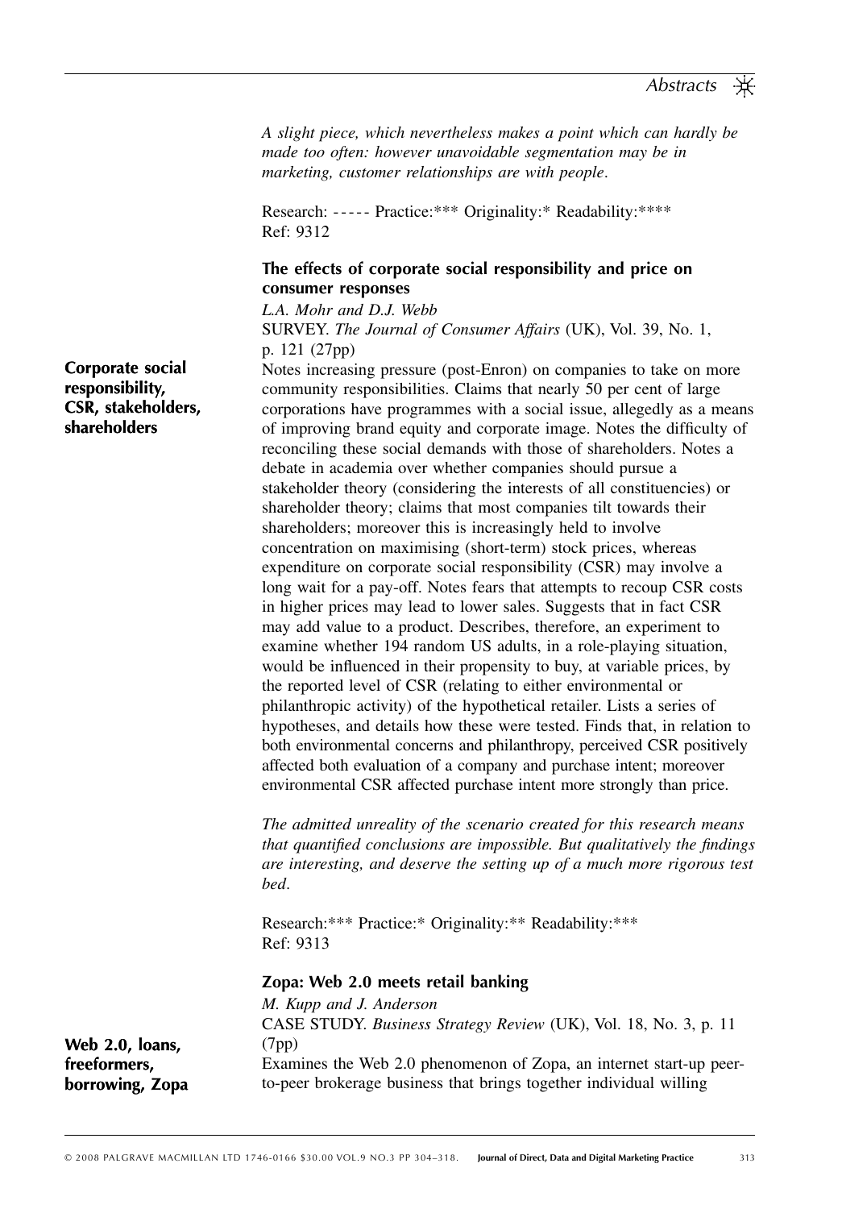*A slight piece, which nevertheless makes a point which can hardly be made too often: however unavoidable segmentation may be in marketing, customer relationships are with people.*

Research: ----- Practice:*** Originality:* Readability:****
Ref: 9312

### The effects of corporate social responsibility and price on consumer responses

**Corporate social responsibility, CSR, stakeholders, shareholders**

*L.A. Mohr and D.J. Webb*
SURVEY. *The Journal of Consumer Affairs* (UK), Vol. 39, No. 1, p. 121 (27pp)

Notes increasing pressure (post-Enron) on companies to take on more community responsibilities. Claims that nearly 50 per cent of large corporations have programmes with a social issue, allegedly as a means of improving brand equity and corporate image. Notes the difficulty of reconciling these social demands with those of shareholders. Notes a debate in academia over whether companies should pursue a stakeholder theory (considering the interests of all constituencies) or shareholder theory; claims that most companies tilt towards their shareholders; moreover this is increasingly held to involve concentration on maximising (short-term) stock prices, whereas expenditure on corporate social responsibility (CSR) may involve a long wait for a pay-off. Notes fears that attempts to recoup CSR costs in higher prices may lead to lower sales. Suggests that in fact CSR may add value to a product. Describes, therefore, an experiment to examine whether 194 random US adults, in a role-playing situation, would be influenced in their propensity to buy, at variable prices, by the reported level of CSR (relating to either environmental or philanthropic activity) of the hypothetical retailer. Lists a series of hypotheses, and details how these were tested. Finds that, in relation to both environmental concerns and philanthropy, perceived CSR positively affected both evaluation of a company and purchase intent; moreover environmental CSR affected purchase intent more strongly than price.

*The admitted unreality of the scenario created for this research means that quantified conclusions are impossible. But qualitatively the findings are interesting, and deserve the setting up of a much more rigorous test bed.*

Research:*** Practice:* Originality:** Readability:***
Ref: 9313

### Zopa: Web 2.0 meets retail banking

**Web 2.0, loans, freeformers, borrowing, Zopa**

*M. Kupp and J. Anderson*
CASE STUDY. *Business Strategy Review* (UK), Vol. 18, No. 3, p. 11 (7pp)

Examines the Web 2.0 phenomenon of Zopa, an internet start-up peer-to-peer brokerage business that brings together individual willing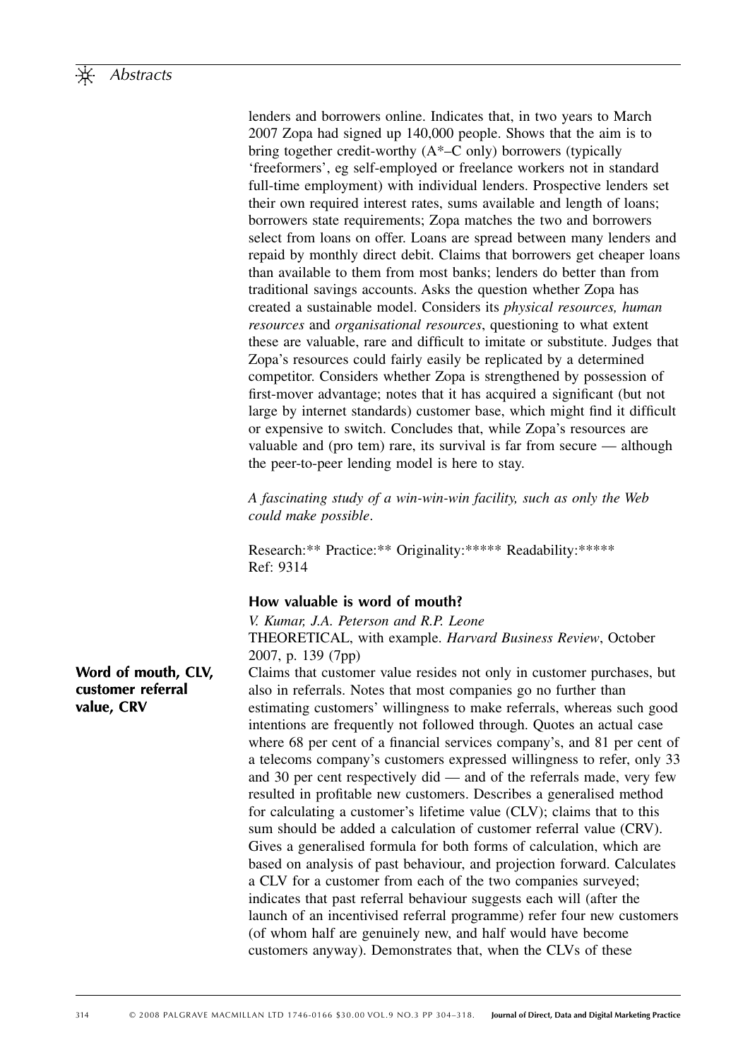lenders and borrowers online. Indicates that, in two years to March 2007 Zopa had signed up 140,000 people. Shows that the aim is to bring together credit-worthy (A*–C only) borrowers (typically 'freeformers', eg self-employed or freelance workers not in standard full-time employment) with individual lenders. Prospective lenders set their own required interest rates, sums available and length of loans; borrowers state requirements; Zopa matches the two and borrowers select from loans on offer. Loans are spread between many lenders and repaid by monthly direct debit. Claims that borrowers get cheaper loans than available to them from most banks; lenders do better than from traditional savings accounts. Asks the question whether Zopa has created a sustainable model. Considers its *physical resources, human resources* and *organisational resources*, questioning to what extent these are valuable, rare and difficult to imitate or substitute. Judges that Zopa's resources could fairly easily be replicated by a determined competitor. Considers whether Zopa is strengthened by possession of first-mover advantage; notes that it has acquired a significant (but not large by internet standards) customer base, which might find it difficult or expensive to switch. Concludes that, while Zopa's resources are valuable and (pro tem) rare, its survival is far from secure — although the peer-to-peer lending model is here to stay.

*A fascinating study of a win-win-win facility, such as only the Web could make possible.*

Research:** Practice:** Originality:***** Readability:*****
Ref: 9314

### How valuable is word of mouth?

**Word of mouth, CLV, customer referral value, CRV**

*V. Kumar, J.A. Peterson and R.P. Leone*
THEORETICAL, with example. *Harvard Business Review*, October 2007, p. 139 (7pp)

Claims that customer value resides not only in customer purchases, but also in referrals. Notes that most companies go no further than estimating customers' willingness to make referrals, whereas such good intentions are frequently not followed through. Quotes an actual case where 68 per cent of a financial services company's, and 81 per cent of a telecoms company's customers expressed willingness to refer, only 33 and 30 per cent respectively did — and of the referrals made, very few resulted in profitable new customers. Describes a generalised method for calculating a customer's lifetime value (CLV); claims that to this sum should be added a calculation of customer referral value (CRV). Gives a generalised formula for both forms of calculation, which are based on analysis of past behaviour, and projection forward. Calculates a CLV for a customer from each of the two companies surveyed; indicates that past referral behaviour suggests each will (after the launch of an incentivised referral programme) refer four new customers (of whom half are genuinely new, and half would have become customers anyway). Demonstrates that, when the CLVs of these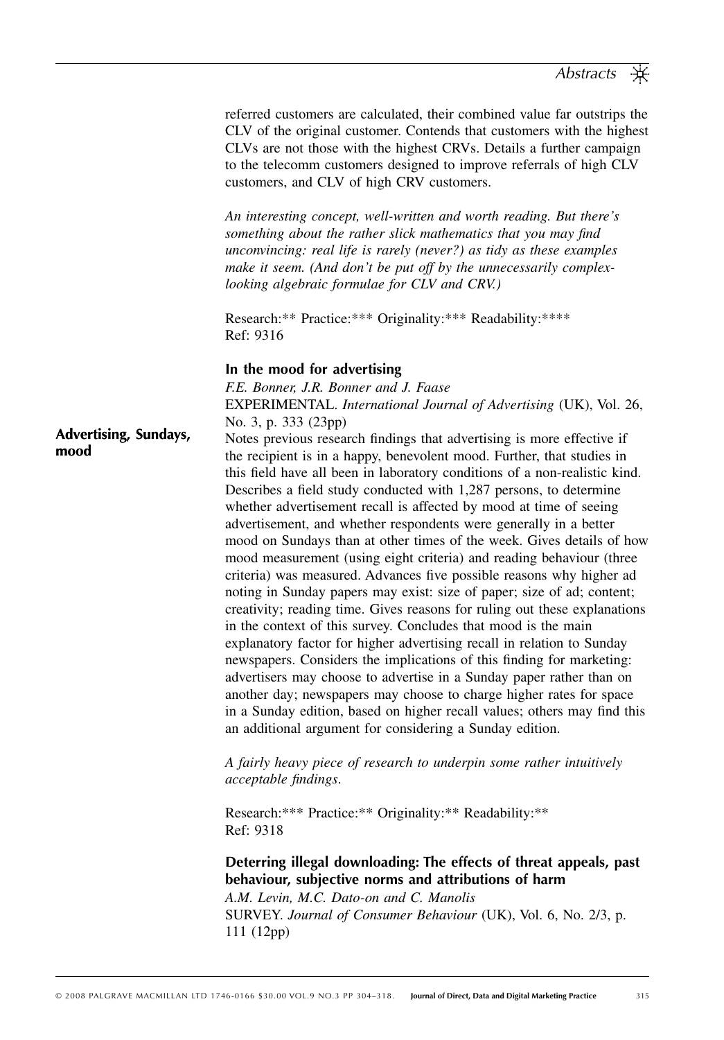referred customers are calculated, their combined value far outstrips the CLV of the original customer. Contends that customers with the highest CLVs are not those with the highest CRVs. Details a further campaign to the telecomm customers designed to improve referrals of high CLV customers, and CLV of high CRV customers.

*An interesting concept, well-written and worth reading. But there's something about the rather slick mathematics that you may find unconvincing: real life is rarely (never?) as tidy as these examples make it seem. (And don't be put off by the unnecessarily complex-looking algebraic formulae for CLV and CRV.)*

Research:** Practice:*** Originality:*** Readability:****
Ref: 9316

### In the mood for advertising

*F.E. Bonner, J.R. Bonner and J. Faase*
EXPERIMENTAL. *International Journal of Advertising* (UK), Vol. 26, No. 3, p. 333 (23pp)

**Advertising, Sundays, mood**

Notes previous research findings that advertising is more effective if the recipient is in a happy, benevolent mood. Further, that studies in this field have all been in laboratory conditions of a non-realistic kind. Describes a field study conducted with 1,287 persons, to determine whether advertisement recall is affected by mood at time of seeing advertisement, and whether respondents were generally in a better mood on Sundays than at other times of the week. Gives details of how mood measurement (using eight criteria) and reading behaviour (three criteria) was measured. Advances five possible reasons why higher ad noting in Sunday papers may exist: size of paper; size of ad; content; creativity; reading time. Gives reasons for ruling out these explanations in the context of this survey. Concludes that mood is the main explanatory factor for higher advertising recall in relation to Sunday newspapers. Considers the implications of this finding for marketing: advertisers may choose to advertise in a Sunday paper rather than on another day; newspapers may choose to charge higher rates for space in a Sunday edition, based on higher recall values; others may find this an additional argument for considering a Sunday edition.

*A fairly heavy piece of research to underpin some rather intuitively acceptable findings.*

Research:*** Practice:** Originality:** Readability:**
Ref: 9318

### Deterring illegal downloading: The effects of threat appeals, past behaviour, subjective norms and attributions of harm

*A.M. Levin, M.C. Dato-on and C. Manolis*
SURVEY. *Journal of Consumer Behaviour* (UK), Vol. 6, No. 2/3, p. 111 (12pp)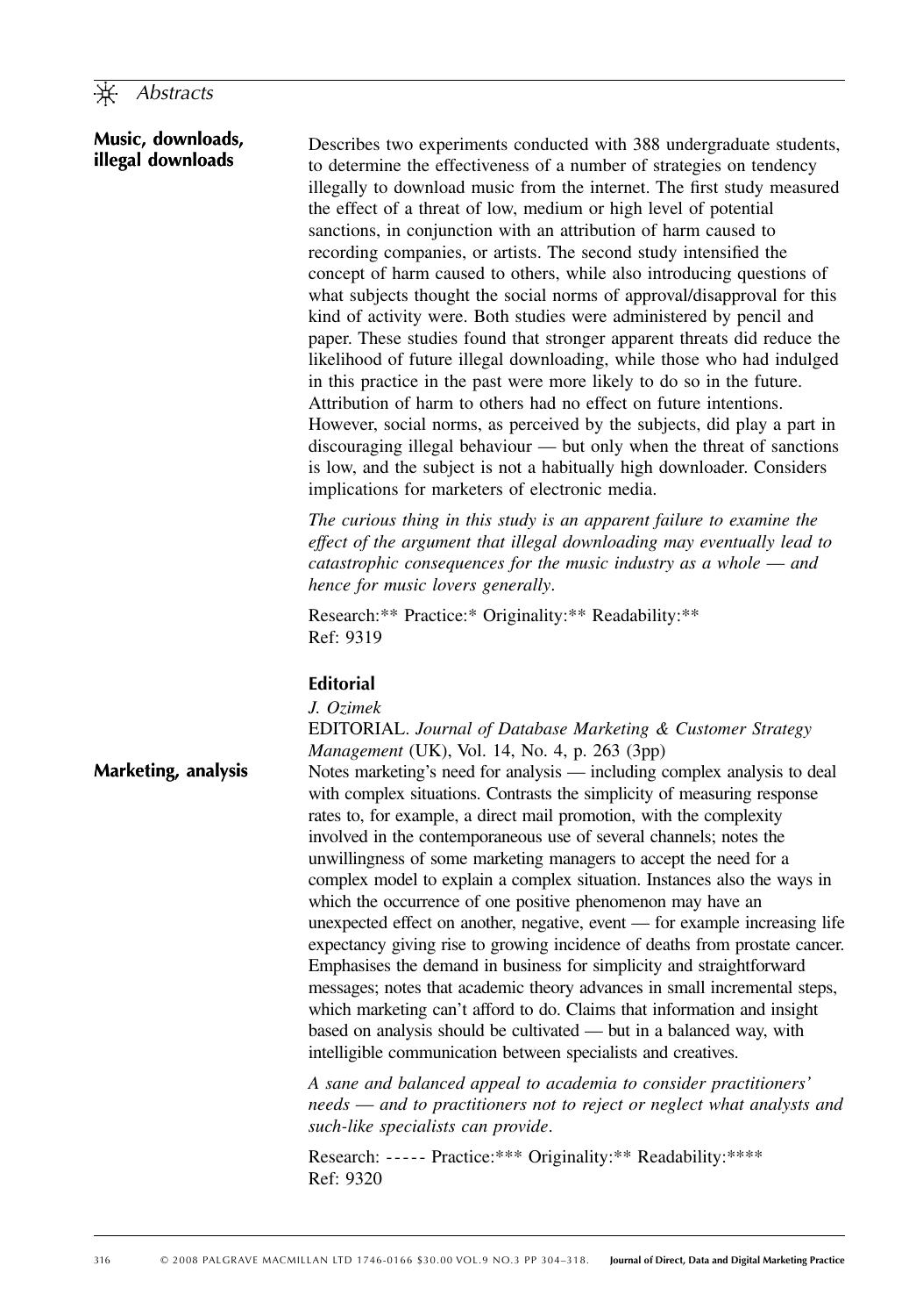**Music, downloads, illegal downloads**

Describes two experiments conducted with 388 undergraduate students, to determine the effectiveness of a number of strategies on tendency illegally to download music from the internet. The first study measured the effect of a threat of low, medium or high level of potential sanctions, in conjunction with an attribution of harm caused to recording companies, or artists. The second study intensified the concept of harm caused to others, while also introducing questions of what subjects thought the social norms of approval/disapproval for this kind of activity were. Both studies were administered by pencil and paper. These studies found that stronger apparent threats did reduce the likelihood of future illegal downloading, while those who had indulged in this practice in the past were more likely to do so in the future. Attribution of harm to others had no effect on future intentions. However, social norms, as perceived by the subjects, did play a part in discouraging illegal behaviour — but only when the threat of sanctions is low, and the subject is not a habitually high downloader. Considers implications for marketers of electronic media.

*The curious thing in this study is an apparent failure to examine the effect of the argument that illegal downloading may eventually lead to catastrophic consequences for the music industry as a whole — and hence for music lovers generally.*

Research:** Practice:* Originality:** Readability:**
Ref: 9319

## Editorial

*J. Ozimek*

EDITORIAL. *Journal of Database Marketing & Customer Strategy Management* (UK), Vol. 14, No. 4, p. 263 (3pp)

**Marketing, analysis**

Notes marketing's need for analysis — including complex analysis to deal with complex situations. Contrasts the simplicity of measuring response rates to, for example, a direct mail promotion, with the complexity involved in the contemporaneous use of several channels; notes the unwillingness of some marketing managers to accept the need for a complex model to explain a complex situation. Instances also the ways in which the occurrence of one positive phenomenon may have an unexpected effect on another, negative, event — for example increasing life expectancy giving rise to growing incidence of deaths from prostate cancer. Emphasises the demand in business for simplicity and straightforward messages; notes that academic theory advances in small incremental steps, which marketing can't afford to do. Claims that information and insight based on analysis should be cultivated — but in a balanced way, with intelligible communication between specialists and creatives.

*A sane and balanced appeal to academia to consider practitioners' needs — and to practitioners not to reject or neglect what analysts and such-like specialists can provide.*

Research: ----- Practice:*** Originality:** Readability:****
Ref: 9320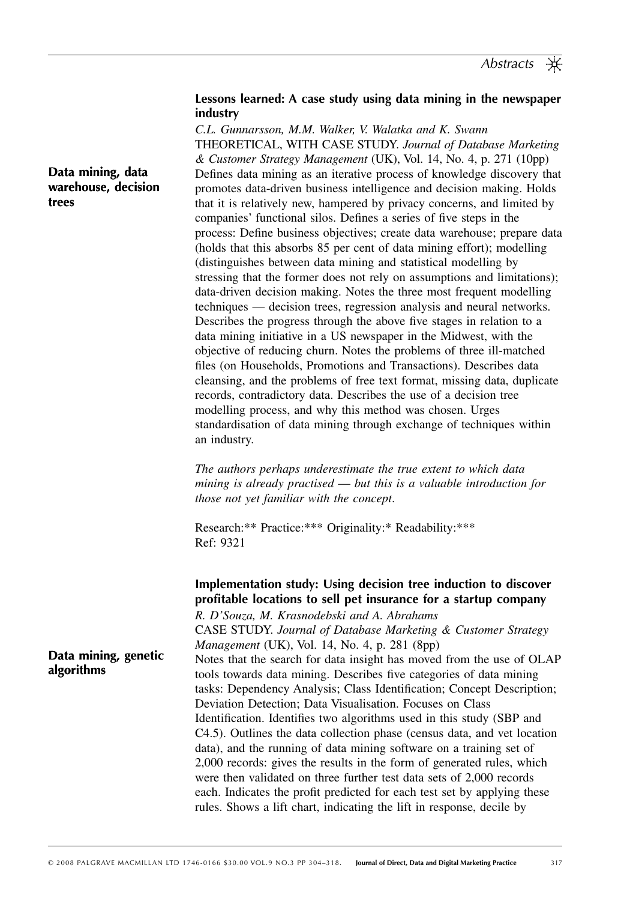**Data mining, data warehouse, decision trees**

### Lessons learned: A case study using data mining in the newspaper industry

*C.L. Gunnarsson, M.M. Walker, V. Walatka and K. Swann*

THEORETICAL, WITH CASE STUDY. *Journal of Database Marketing & Customer Strategy Management* (UK), Vol. 14, No. 4, p. 271 (10pp)

Defines data mining as an iterative process of knowledge discovery that promotes data-driven business intelligence and decision making. Holds that it is relatively new, hampered by privacy concerns, and limited by companies' functional silos. Defines a series of five steps in the process: Define business objectives; create data warehouse; prepare data (holds that this absorbs 85 per cent of data mining effort); modelling (distinguishes between data mining and statistical modelling by stressing that the former does not rely on assumptions and limitations); data-driven decision making. Notes the three most frequent modelling techniques — decision trees, regression analysis and neural networks. Describes the progress through the above five stages in relation to a data mining initiative in a US newspaper in the Midwest, with the objective of reducing churn. Notes the problems of three ill-matched files (on Households, Promotions and Transactions). Describes data cleansing, and the problems of free text format, missing data, duplicate records, contradictory data. Describes the use of a decision tree modelling process, and why this method was chosen. Urges standardisation of data mining through exchange of techniques within an industry.

*The authors perhaps underestimate the true extent to which data mining is already practised — but this is a valuable introduction for those not yet familiar with the concept.*

Research:** Practice:*** Originality:* Readability:***
Ref: 9321

**Data mining, genetic algorithms**

### Implementation study: Using decision tree induction to discover profitable locations to sell pet insurance for a startup company

*R. D'Souza, M. Krasnodebski and A. Abrahams*

CASE STUDY. *Journal of Database Marketing & Customer Strategy Management* (UK), Vol. 14, No. 4, p. 281 (8pp)

Notes that the search for data insight has moved from the use of OLAP tools towards data mining. Describes five categories of data mining tasks: Dependency Analysis; Class Identification; Concept Description; Deviation Detection; Data Visualisation. Focuses on Class Identification. Identifies two algorithms used in this study (SBP and C4.5). Outlines the data collection phase (census data, and vet location data), and the running of data mining software on a training set of 2,000 records: gives the results in the form of generated rules, which were then validated on three further test data sets of 2,000 records each. Indicates the profit predicted for each test set by applying these rules. Shows a lift chart, indicating the lift in response, decile by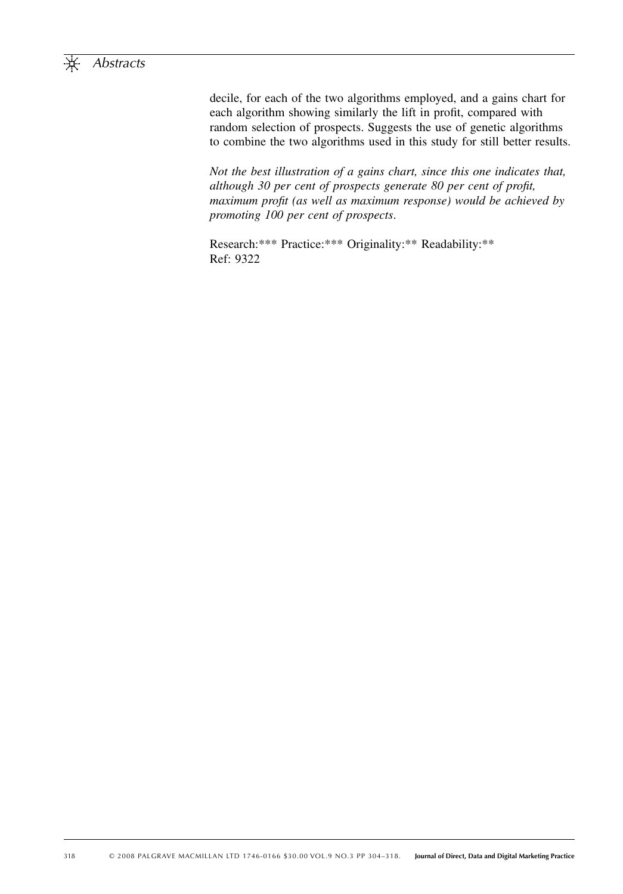decile, for each of the two algorithms employed, and a gains chart for each algorithm showing similarly the lift in profit, compared with random selection of prospects. Suggests the use of genetic algorithms to combine the two algorithms used in this study for still better results.

*Not the best illustration of a gains chart, since this one indicates that, although 30 per cent of prospects generate 80 per cent of profit, maximum profit (as well as maximum response) would be achieved by promoting 100 per cent of prospects.*

Research:*** Practice:*** Originality:** Readability:**
Ref: 9322